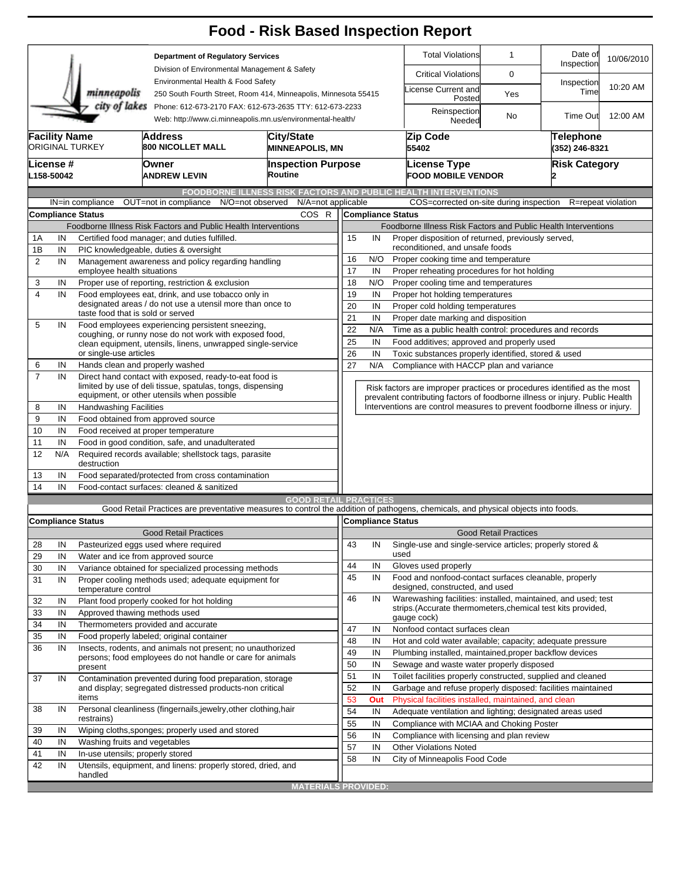# Food - Risk Based Inspection Report

**Department of Regulatory Services**
Division of Environmental Management & Safety
Environmental Health & Food Safety
250 South Fourth Street, Room 414, Minneapolis, Minnesota 55415
Phone: 612-673-2170 FAX: 612-673-2635 TTY: 612-673-2233
Web: http://www.ci.minneapolis.mn.us/environmental-health/

| Total Violations | 1 | Date of Inspection | 10/06/2010 |
|---|---|---|---|
| Critical Violations | 0 | Inspection Time | 10:20 AM |
| License Current and Posted | Yes | | |
| Reinspection Needed | No | Time Out | 12:00 AM |

| Facility Name | Address | City/State | Zip Code | Telephone |
|---|---|---|---|---|
| ORIGINAL TURKEY | 800 NICOLLET MALL | MINNEAPOLIS, MN | 55402 | (352) 246-8321 |

| License # | Owner | Inspection Purpose | License Type | Risk Category |
|---|---|---|---|---|
| L158-50042 | ANDREW LEVIN | Routine | FOOD MOBILE VENDOR | 2 |

## FOODBORNE ILLNESS RISK FACTORS AND PUBLIC HEALTH INTERVENTIONS

IN=in compliance OUT=not in compliance N/O=not observed N/A=not applicable COS=corrected on-site during inspection R=repeat violation

**Compliance Status** — Foodborne Illness Risk Factors and Public Health Interventions

| # | Status | Item | COS | R |
|---|---|---|---|---|
| 1A | IN | Certified food manager; and duties fulfilled. | | |
| 1B | IN | PIC knowledgeable, duties & oversight | | |
| 2 | IN | Management awareness and policy regarding handling employee health situations | | |
| 3 | IN | Proper use of reporting, restriction & exclusion | | |
| 4 | IN | Food employees eat, drink, and use tobacco only in designated areas / do not use a utensil more than once to taste food that is sold or served | | |
| 5 | IN | Food employees experiencing persistent sneezing, coughing, or runny nose do not work with exposed food, clean equipment, utensils, linens, unwrapped single-service or single-use articles | | |
| 6 | IN | Hands clean and properly washed | | |
| 7 | IN | Direct hand contact with exposed, ready-to-eat food is limited by use of deli tissue, spatulas, tongs, dispensing equipment, or other utensils when possible | | |
| 8 | IN | Handwashing Facilities | | |
| 9 | IN | Food obtained from approved source | | |
| 10 | IN | Food received at proper temperature | | |
| 11 | IN | Food in good condition, safe, and unadulterated | | |
| 12 | N/A | Required records available; shellstock tags, parasite destruction | | |
| 13 | IN | Food separated/protected from cross contamination | | |
| 14 | IN | Food-contact surfaces: cleaned & sanitized | | |
| 15 | IN | Proper disposition of returned, previously served, reconditioned, and unsafe foods | | |
| 16 | N/O | Proper cooking time and temperature | | |
| 17 | IN | Proper reheating procedures for hot holding | | |
| 18 | N/O | Proper cooling time and temperatures | | |
| 19 | IN | Proper hot holding temperatures | | |
| 20 | IN | Proper cold holding temperatures | | |
| 21 | IN | Proper date marking and disposition | | |
| 22 | N/A | Time as a public health control: procedures and records | | |
| 25 | IN | Food additives; approved and properly used | | |
| 26 | IN | Toxic substances properly identified, stored & used | | |
| 27 | N/A | Compliance with HACCP plan and variance | | |

Risk factors are improper practices or procedures identified as the most prevalent contributing factors of foodborne illness or injury. Public Health Interventions are control measures to prevent foodborne illness or injury.

## GOOD RETAIL PRACTICES

Good Retail Practices are preventative measures to control the addition of pathogens, chemicals, and physical objects into foods.

**Compliance Status** — Good Retail Practices

| # | Status | Item |
|---|---|---|
| 28 | IN | Pasteurized eggs used where required |
| 29 | IN | Water and ice from approved source |
| 30 | IN | Variance obtained for specialized processing methods |
| 31 | IN | Proper cooling methods used; adequate equipment for temperature control |
| 32 | IN | Plant food properly cooked for hot holding |
| 33 | IN | Approved thawing methods used |
| 34 | IN | Thermometers provided and accurate |
| 35 | IN | Food properly labeled; original container |
| 36 | IN | Insects, rodents, and animals not present; no unauthorized persons; food employees do not handle or care for animals present |
| 37 | IN | Contamination prevented during food preparation, storage and display; segregated distressed products-non critical items |
| 38 | IN | Personal cleanliness (fingernails,jewelry,other clothing,hair restrains) |
| 39 | IN | Wiping cloths,sponges; properly used and stored |
| 40 | IN | Washing fruits and vegetables |
| 41 | IN | In-use utensils; properly stored |
| 42 | IN | Utensils, equipment, and linens: properly stored, dried, and handled |
| 43 | IN | Single-use and single-service articles; properly stored & used |
| 44 | IN | Gloves used properly |
| 45 | IN | Food and nonfood-contact surfaces cleanable, properly designed, constructed, and used |
| 46 | IN | Warewashing facilities: installed, maintained, and used; test strips.(Accurate thermometers,chemical test kits provided, gauge cock) |
| 47 | IN | Nonfood contact surfaces clean |
| 48 | IN | Hot and cold water available; capacity; adequate pressure |
| 49 | IN | Plumbing installed, maintained,proper backflow devices |
| 50 | IN | Sewage and waste water properly disposed |
| 51 | IN | Toilet facilities properly constructed, supplied and cleaned |
| 52 | IN | Garbage and refuse properly disposed: facilities maintained |
| 53 | Out | Physical facilities installed, maintained, and clean |
| 54 | IN | Adequate ventilation and lighting; designated areas used |
| 55 | IN | Compliance with MCIAA and Choking Poster |
| 56 | IN | Compliance with licensing and plan review |
| 57 | IN | Other Violations Noted |
| 58 | IN | City of Minneapolis Food Code |

## MATERIALS PROVIDED: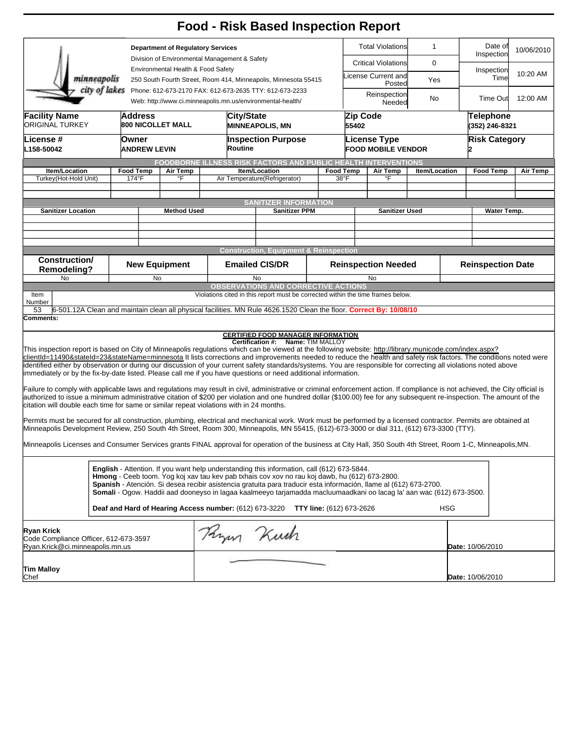# Food - Risk Based Inspection Report

| Department of Regulatory Services | | |
|---|---|---|
| Division of Environmental Management & Safety | | |
| Environmental Health & Food Safety | | |
| 250 South Fourth Street, Room 414, Minneapolis, Minnesota 55415 | | |
| Phone: 612-673-2170 FAX: 612-673-2635 TTY: 612-673-2233 | | |
| Web: http://www.ci.minneapolis.mn.us/environmental-health/ | | |

| Total Violations | 1 | Date of Inspection | 10/06/2010 |
|---|---|---|---|
| Critical Violations | 0 | Inspection Time | 10:20 AM |
| License Current and Posted | Yes | | |
| Reinspection Needed | No | Time Out | 12:00 AM |

| Facility Name | Address | City/State | Zip Code | Telephone |
|---|---|---|---|---|
| ORIGINAL TURKEY | 800 NICOLLET MALL | MINNEAPOLIS, MN | 55402 | (352) 246-8321 |
| **License #** | **Owner** | **Inspection Purpose** | **License Type** | **Risk Category** |
| L158-50042 | ANDREW LEVIN | Routine | FOOD MOBILE VENDOR | 2 |

**FOODBORNE ILLNESS RISK FACTORS AND PUBLIC HEALTH INTERVENTIONS**

| Item/Location | Food Temp | Air Temp | Item/Location | Food Temp | Air Temp | Item/Location | Food Temp | Air Temp |
|---|---|---|---|---|---|---|---|---|
| Turkey(Hot-Hold Unit) | 174°F | °F | Air Temperature(Refrigerator) | 38°F | °F | | | |

**SANITIZER INFORMATION**

| Sanitizer Location | Method Used | Sanitizer PPM | Sanitizer Used | Water Temp. |
|---|---|---|---|---|
| | | | | |

**Construction, Equipment & Reinspection**

| Construction/ Remodeling? | New Equipment | Emailed CIS/DR | Reinspection Needed | Reinspection Date |
|---|---|---|---|---|
| No | No | No | No | |

**OBSERVATIONS AND CORRECTIVE ACTIONS**

| Item Number | Violations cited in this report must be corrected within the time frames below. |
|---|---|
| 53 | 6-501.12A Clean and maintain clean all physical facilities. MN Rule 4626.1520 Clean the floor. **Correct By: 10/08/10** |

**Comments:**

**CERTIFIED FOOD MANAGER INFORMATION**
**Certification #: Name:** TIM MALLOY

This inspection report is based on City of Minneapolis regulations which can be viewed at the following website: http://library.municode.com/index.aspx?clientId=11490&stateId=23&stateName=minnesota It lists corrections and improvements needed to reduce the health and safety risk factors. The conditions noted were identified either by observation or during our discussion of your current safety standards/systems. You are responsible for correcting all violations noted above immediately or by the fix-by-date listed. Please call me if you have questions or need additional information.

Failure to comply with applicable laws and regulations may result in civil, administrative or criminal enforcement action. If compliance is not achieved, the City official is authorized to issue a minimum administrative citation of $200 per violation and one hundred dollar ($100.00) fee for any subsequent re-inspection. The amount of the citation will double each time for the same or similar repeat violations with in 24 months.

Permits must be secured for all construction, plumbing, electrical and mechanical work. Work must be performed by a licensed contractor. Permits are obtained at Minneapolis Development Review, 250 South 4th Street, Room 300, Minneapolis, MN 55415, (612)-673-3000 or dial 311, (612) 673-3300 (TTY).

Minneapolis Licenses and Consumer Services grants FINAL approval for operation of the business at City Hall, 350 South 4th Street, Room 1-C, Minneapolis,MN.

**English** - Attention. If you want help understanding this information, call (612) 673-5844.
**Hmong** - Ceeb toom. Yog koj xav tau kev pab txhais cov xov no rau koj dawb, hu (612) 673-2800.
**Spanish** - Atención. Si desea recibir asistencia gratuita para traducir esta información, llame al (612) 673-2700.
**Somali** - Ogow. Haddii aad dooneyso in lagaa kaalmeeyo tarjamadda macluumaadkani oo lacag la' aan wac (612) 673-3500.

**Deaf and Hard of Hearing Access number:** (612) 673-3220 **TTY line:** (612) 673-2626 HSG

**Ryan Krick**
Code Compliance Officer, 612-673-3597
Ryan.Krick@ci.minneapolis.mn.us
**Date:** 10/06/2010

**Tim Malloy**
Chef
**Date:** 10/06/2010